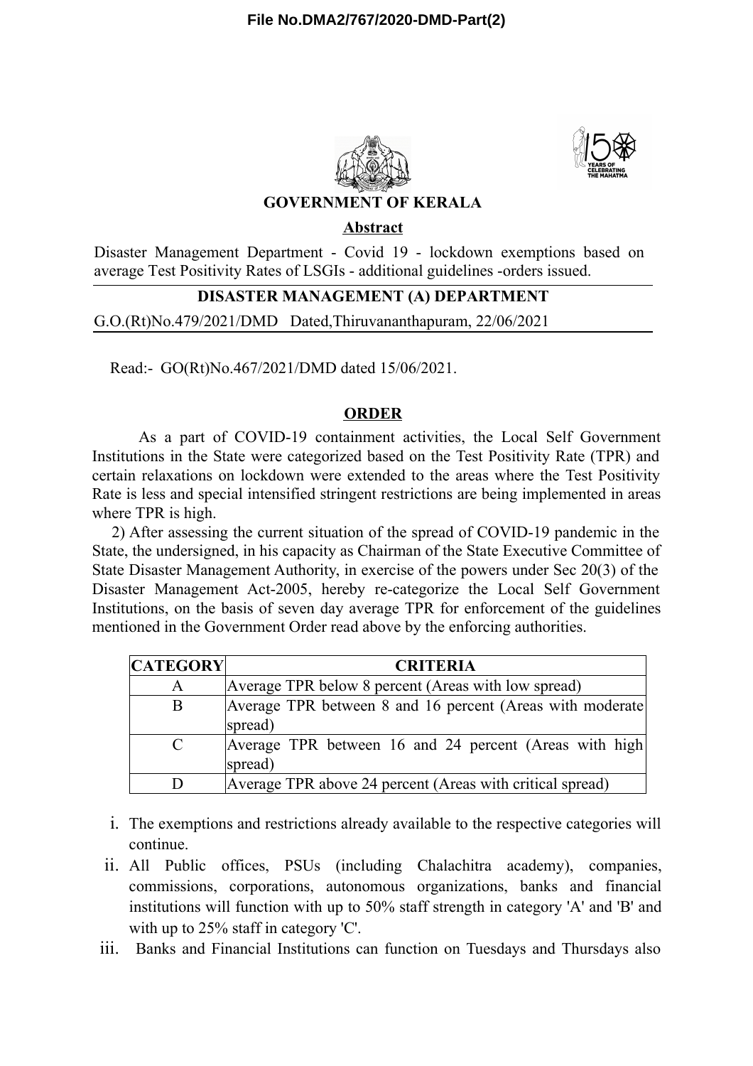**File No.DMA2/767/2020-DMD-Part(2)**

**GOVERNMENT OF KERALA**

**Abstract**

Disaster Management Department - Covid 19 - lockdown exemptions based on average Test Positivity Rates of LSGIs - additional guidelines -orders issued.

**DISASTER MANAGEMENT (A) DEPARTMENT**

G.O.(Rt)No.479/2021/DMD Dated,Thiruvananthapuram, 22/06/2021

Read:- GO(Rt)No.467/2021/DMD dated 15/06/2021.

**ORDER**

As a part of COVID-19 containment activities, the Local Self Government Institutions in the State were categorized based on the Test Positivity Rate (TPR) and certain relaxations on lockdown were extended to the areas where the Test Positivity Rate is less and special intensified stringent restrictions are being implemented in areas where TPR is high.

2) After assessing the current situation of the spread of COVID-19 pandemic in the State, the undersigned, in his capacity as Chairman of the State Executive Committee of State Disaster Management Authority, in exercise of the powers under Sec 20(3) of the Disaster Management Act-2005, hereby re-categorize the Local Self Government Institutions, on the basis of seven day average TPR for enforcement of the guidelines mentioned in the Government Order read above by the enforcing authorities.

| CATEGORY | CRITERIA |
|---|---|
| A | Average TPR below 8 percent (Areas with low spread) |
| B | Average TPR between 8 and 16 percent (Areas with moderate spread) |
| C | Average TPR between 16 and 24 percent (Areas with high spread) |
| D | Average TPR above 24 percent (Areas with critical spread) |

i. The exemptions and restrictions already available to the respective categories will continue.

ii. All Public offices, PSUs (including Chalachitra academy), companies, commissions, corporations, autonomous organizations, banks and financial institutions will function with up to 50% staff strength in category 'A' and 'B' and with up to 25% staff in category 'C'.

iii. Banks and Financial Institutions can function on Tuesdays and Thursdays also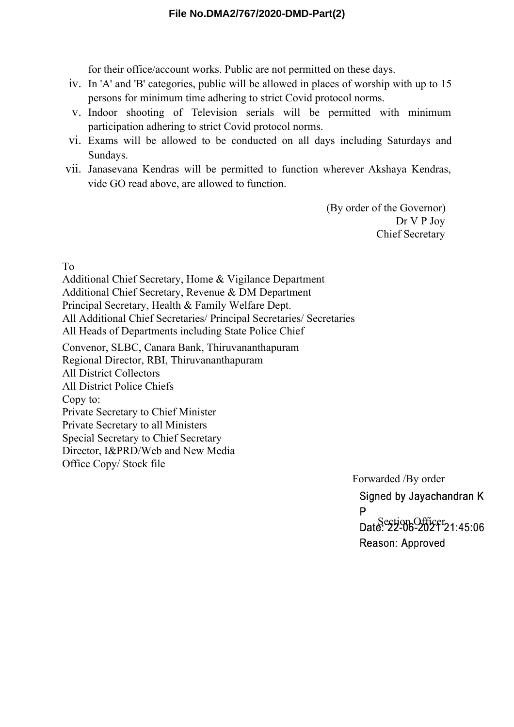for their office/account works. Public are not permitted on these days.

iv. In 'A' and 'B' categories, public will be allowed in places of worship with up to 15 persons for minimum time adhering to strict Covid protocol norms.
v. Indoor shooting of Television serials will be permitted with minimum participation adhering to strict Covid protocol norms.
vi. Exams will be allowed to be conducted on all days including Saturdays and Sundays.
vii. Janasevana Kendras will be permitted to function wherever Akshaya Kendras, vide GO read above, are allowed to function.

(By order of the Governor)
Dr V P Joy
Chief Secretary

To

Additional Chief Secretary, Home & Vigilance Department
Additional Chief Secretary, Revenue & DM Department
Principal Secretary, Health & Family Welfare Dept.
All Additional Chief Secretaries/ Principal Secretaries/ Secretaries
All Heads of Departments including State Police Chief
Convenor, SLBC, Canara Bank, Thiruvananthapuram
Regional Director, RBI, Thiruvananthapuram
All District Collectors
All District Police Chiefs

Copy to:

Private Secretary to Chief Minister
Private Secretary to all Ministers
Special Secretary to Chief Secretary
Director, I&PRD/Web and New Media
Office Copy/ Stock file

Forwarded /By order

Signed by Jayachandran K P
Date: 22-06-2021 21:45:06
Reason: Approved

Section Officer